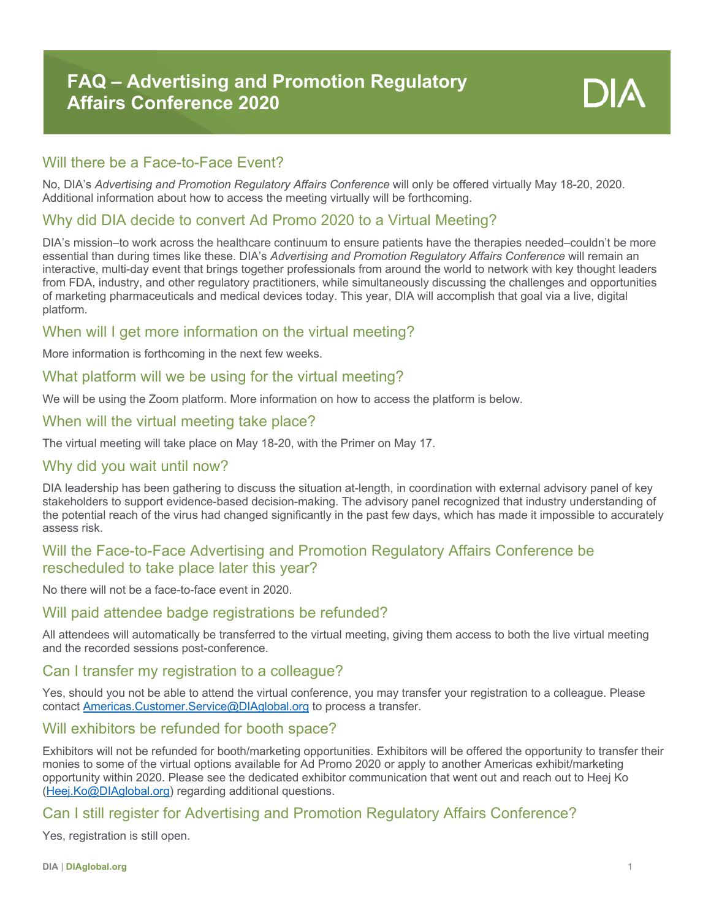# FAQ – Advertising and Promotion Regulatory Affairs Conference 2020

DIA

## Will there be a Face-to-Face Event?

No, DIA's *Advertising and Promotion Regulatory Affairs Conference* will only be offered virtually May 18-20, 2020. Additional information about how to access the meeting virtually will be forthcoming.

## Why did DIA decide to convert Ad Promo 2020 to a Virtual Meeting?

DIA's mission–to work across the healthcare continuum to ensure patients have the therapies needed–couldn't be more essential than during times like these. DIA's *Advertising and Promotion Regulatory Affairs Conference* will remain an interactive, multi-day event that brings together professionals from around the world to network with key thought leaders from FDA, industry, and other regulatory practitioners, while simultaneously discussing the challenges and opportunities of marketing pharmaceuticals and medical devices today. This year, DIA will accomplish that goal via a live, digital platform.

## When will I get more information on the virtual meeting?

More information is forthcoming in the next few weeks.

## What platform will we be using for the virtual meeting?

We will be using the Zoom platform. More information on how to access the platform is below.

## When will the virtual meeting take place?

The virtual meeting will take place on May 18-20, with the Primer on May 17.

## Why did you wait until now?

DIA leadership has been gathering to discuss the situation at-length, in coordination with external advisory panel of key stakeholders to support evidence-based decision-making. The advisory panel recognized that industry understanding of the potential reach of the virus had changed significantly in the past few days, which has made it impossible to accurately assess risk.

## Will the Face-to-Face Advertising and Promotion Regulatory Affairs Conference be rescheduled to take place later this year?

No there will not be a face-to-face event in 2020.

## Will paid attendee badge registrations be refunded?

All attendees will automatically be transferred to the virtual meeting, giving them access to both the live virtual meeting and the recorded sessions post-conference.

## Can I transfer my registration to a colleague?

Yes, should you not be able to attend the virtual conference, you may transfer your registration to a colleague. Please contact Americas.Customer.Service@DIAglobal.org to process a transfer.

## Will exhibitors be refunded for booth space?

Exhibitors will not be refunded for booth/marketing opportunities. Exhibitors will be offered the opportunity to transfer their monies to some of the virtual options available for Ad Promo 2020 or apply to another Americas exhibit/marketing opportunity within 2020. Please see the dedicated exhibitor communication that went out and reach out to Heej Ko (Heej.Ko@DIAglobal.org) regarding additional questions.

## Can I still register for Advertising and Promotion Regulatory Affairs Conference?

Yes, registration is still open.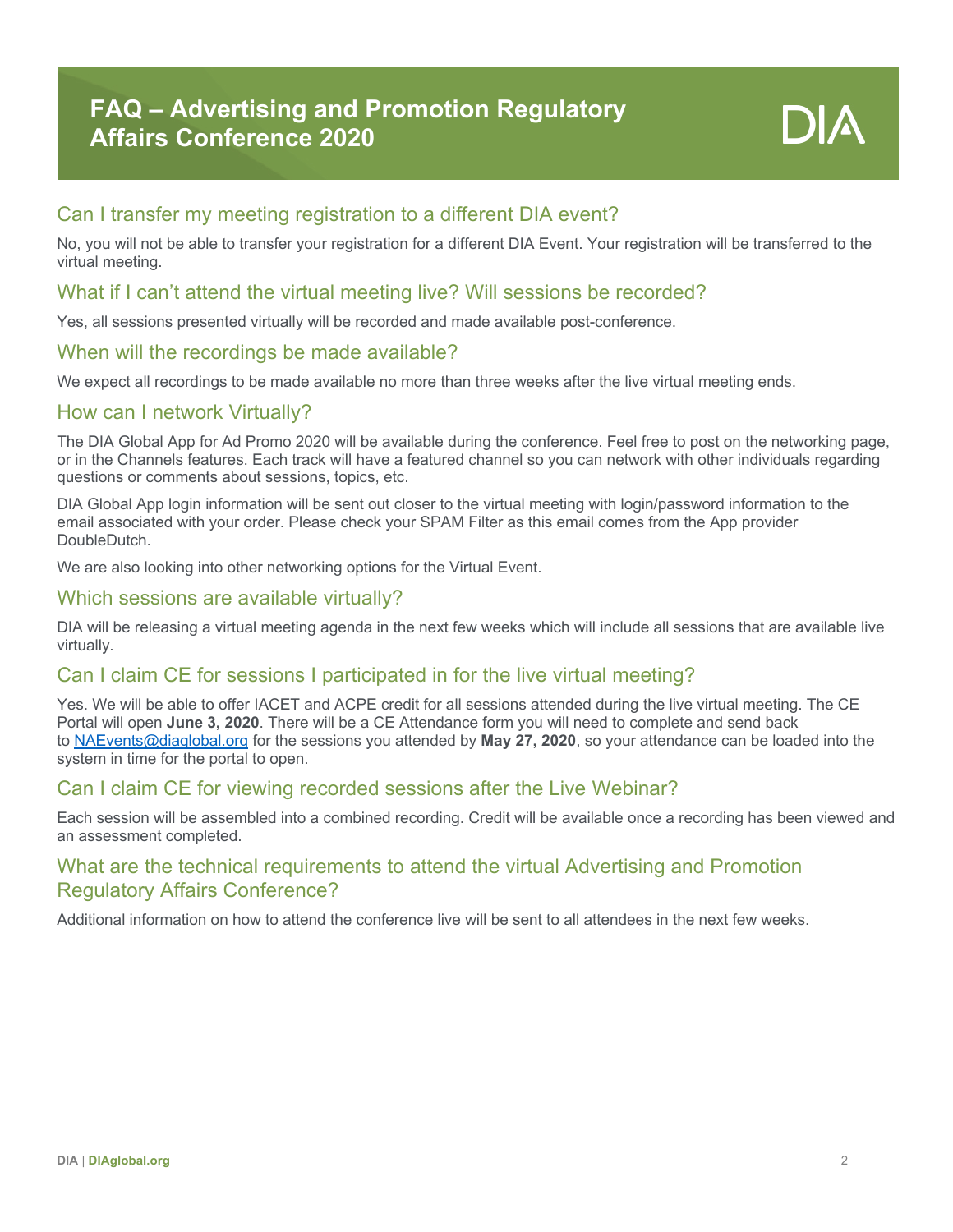# FAQ – Advertising and Promotion Regulatory Affairs Conference 2020

## Can I transfer my meeting registration to a different DIA event?

No, you will not be able to transfer your registration for a different DIA Event. Your registration will be transferred to the virtual meeting.

## What if I can't attend the virtual meeting live? Will sessions be recorded?

Yes, all sessions presented virtually will be recorded and made available post-conference.

## When will the recordings be made available?

We expect all recordings to be made available no more than three weeks after the live virtual meeting ends.

## How can I network Virtually?

The DIA Global App for Ad Promo 2020 will be available during the conference. Feel free to post on the networking page, or in the Channels features. Each track will have a featured channel so you can network with other individuals regarding questions or comments about sessions, topics, etc.

DIA Global App login information will be sent out closer to the virtual meeting with login/password information to the email associated with your order. Please check your SPAM Filter as this email comes from the App provider DoubleDutch.

We are also looking into other networking options for the Virtual Event.

## Which sessions are available virtually?

DIA will be releasing a virtual meeting agenda in the next few weeks which will include all sessions that are available live virtually.

## Can I claim CE for sessions I participated in for the live virtual meeting?

Yes. We will be able to offer IACET and ACPE credit for all sessions attended during the live virtual meeting. The CE Portal will open **June 3, 2020**. There will be a CE Attendance form you will need to complete and send back to NAEvents@diaglobal.org for the sessions you attended by **May 27, 2020**, so your attendance can be loaded into the system in time for the portal to open.

## Can I claim CE for viewing recorded sessions after the Live Webinar?

Each session will be assembled into a combined recording. Credit will be available once a recording has been viewed and an assessment completed.

## What are the technical requirements to attend the virtual Advertising and Promotion Regulatory Affairs Conference?

Additional information on how to attend the conference live will be sent to all attendees in the next few weeks.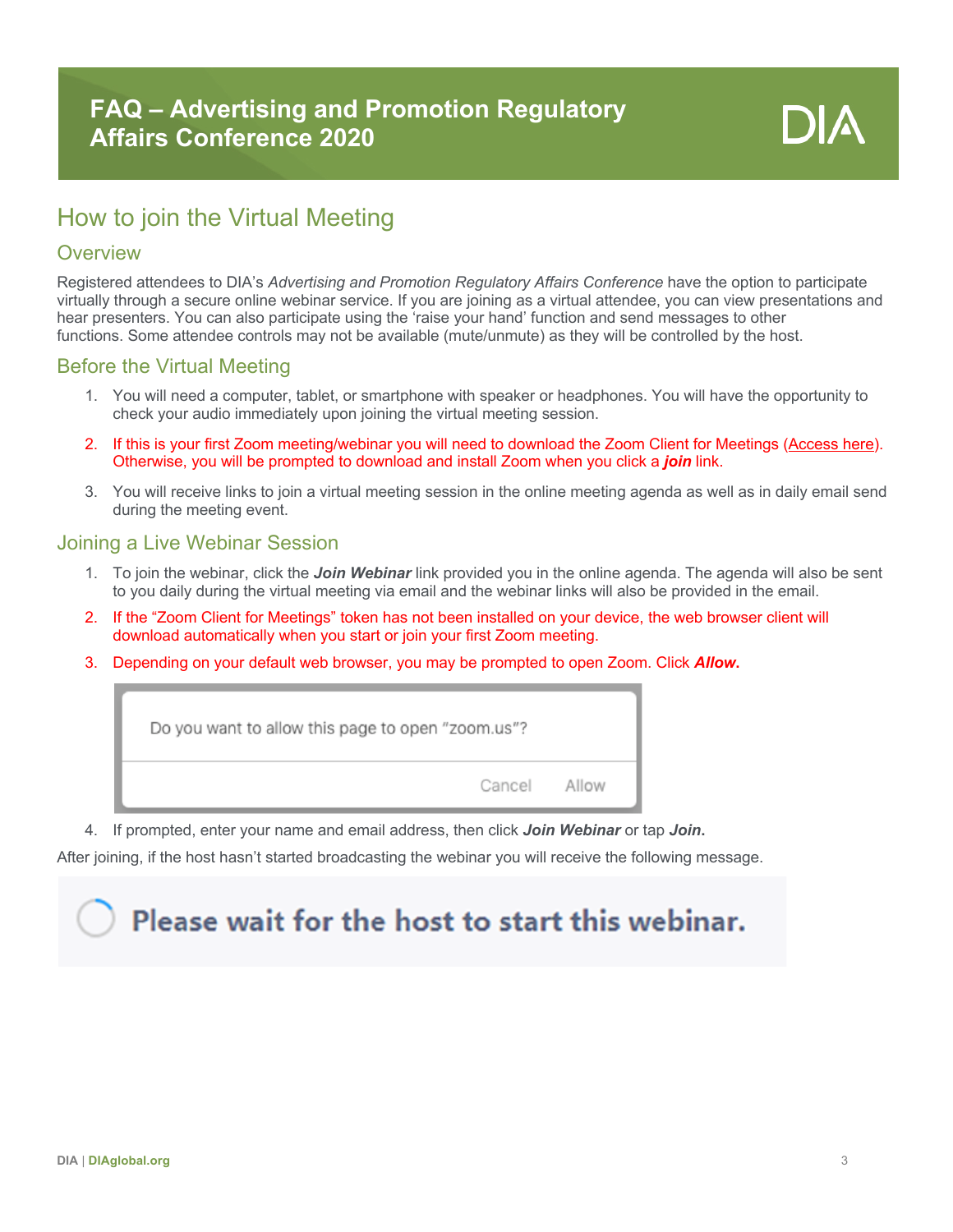# FAQ – Advertising and Promotion Regulatory Affairs Conference 2020

DIA

## How to join the Virtual Meeting

### Overview

Registered attendees to DIA's *Advertising and Promotion Regulatory Affairs Conference* have the option to participate virtually through a secure online webinar service. If you are joining as a virtual attendee, you can view presentations and hear presenters. You can also participate using the 'raise your hand' function and send messages to other functions. Some attendee controls may not be available (mute/unmute) as they will be controlled by the host.

### Before the Virtual Meeting

1. You will need a computer, tablet, or smartphone with speaker or headphones. You will have the opportunity to check your audio immediately upon joining the virtual meeting session.
2. If this is your first Zoom meeting/webinar you will need to download the Zoom Client for Meetings (Access here). Otherwise, you will be prompted to download and install Zoom when you click a ***join*** link.
3. You will receive links to join a virtual meeting session in the online meeting agenda as well as in daily email send during the meeting event.

### Joining a Live Webinar Session

1. To join the webinar, click the ***Join Webinar*** link provided you in the online agenda. The agenda will also be sent to you daily during the virtual meeting via email and the webinar links will also be provided in the email.
2. If the "Zoom Client for Meetings" token has not been installed on your device, the web browser client will download automatically when you start or join your first Zoom meeting.
3. Depending on your default web browser, you may be prompted to open Zoom. Click ***Allow.***

   Do you want to allow this page to open "zoom.us"?

   Cancel Allow

4. If prompted, enter your name and email address, then click ***Join Webinar*** or tap ***Join.***

After joining, if the host hasn't started broadcasting the webinar you will receive the following message.

Please wait for the host to start this webinar.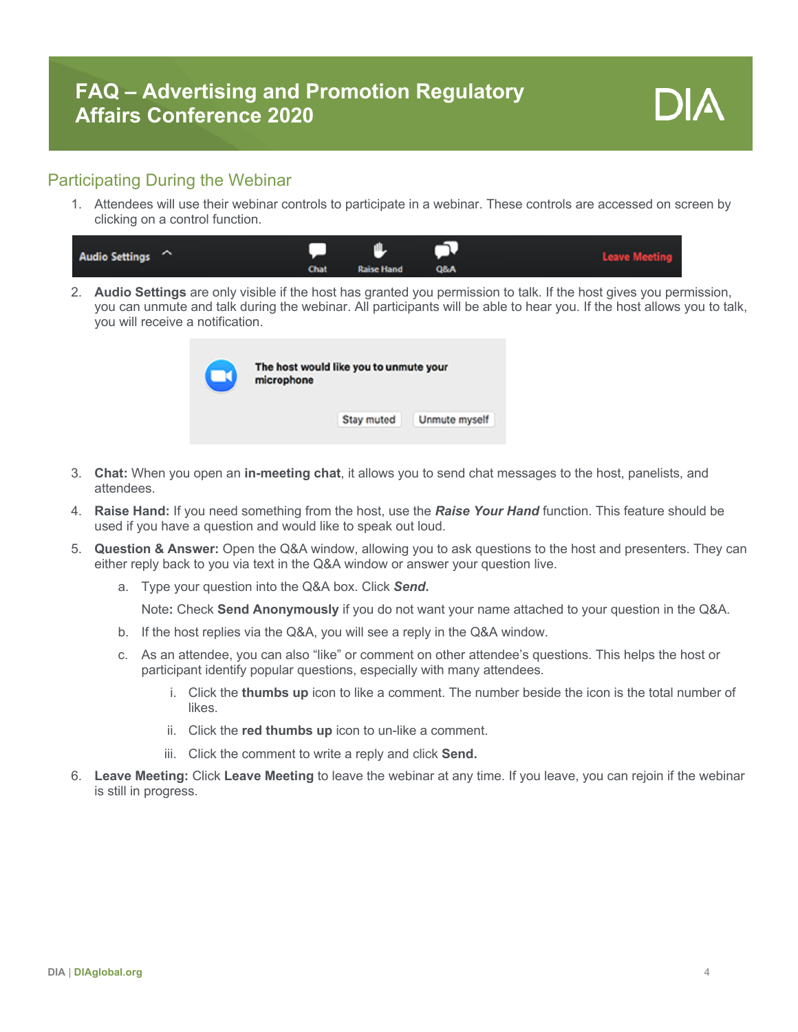# FAQ – Advertising and Promotion Regulatory Affairs Conference 2020

## Participating During the Webinar

1. Attendees will use their webinar controls to participate in a webinar. These controls are accessed on screen by clicking on a control function.

2. **Audio Settings** are only visible if the host has granted you permission to talk. If the host gives you permission, you can unmute and talk during the webinar. All participants will be able to hear you. If the host allows you to talk, you will receive a notification.

3. **Chat:** When you open an **in-meeting chat**, it allows you to send chat messages to the host, panelists, and attendees.

4. **Raise Hand:** If you need something from the host, use the ***Raise Your Hand*** function. This feature should be used if you have a question and would like to speak out loud.

5. **Question & Answer:** Open the Q&A window, allowing you to ask questions to the host and presenters. They can either reply back to you via text in the Q&A window or answer your question live.

    a. Type your question into the Q&A box. Click ***Send.***

       Note**:** Check **Send Anonymously** if you do not want your name attached to your question in the Q&A.

    b. If the host replies via the Q&A, you will see a reply in the Q&A window.

    c. As an attendee, you can also "like" or comment on other attendee's questions. This helps the host or participant identify popular questions, especially with many attendees.

        i. Click the **thumbs up** icon to like a comment. The number beside the icon is the total number of likes.

        ii. Click the **red thumbs up** icon to un-like a comment.

        iii. Click the comment to write a reply and click **Send.**

6. **Leave Meeting:** Click **Leave Meeting** to leave the webinar at any time. If you leave, you can rejoin if the webinar is still in progress.